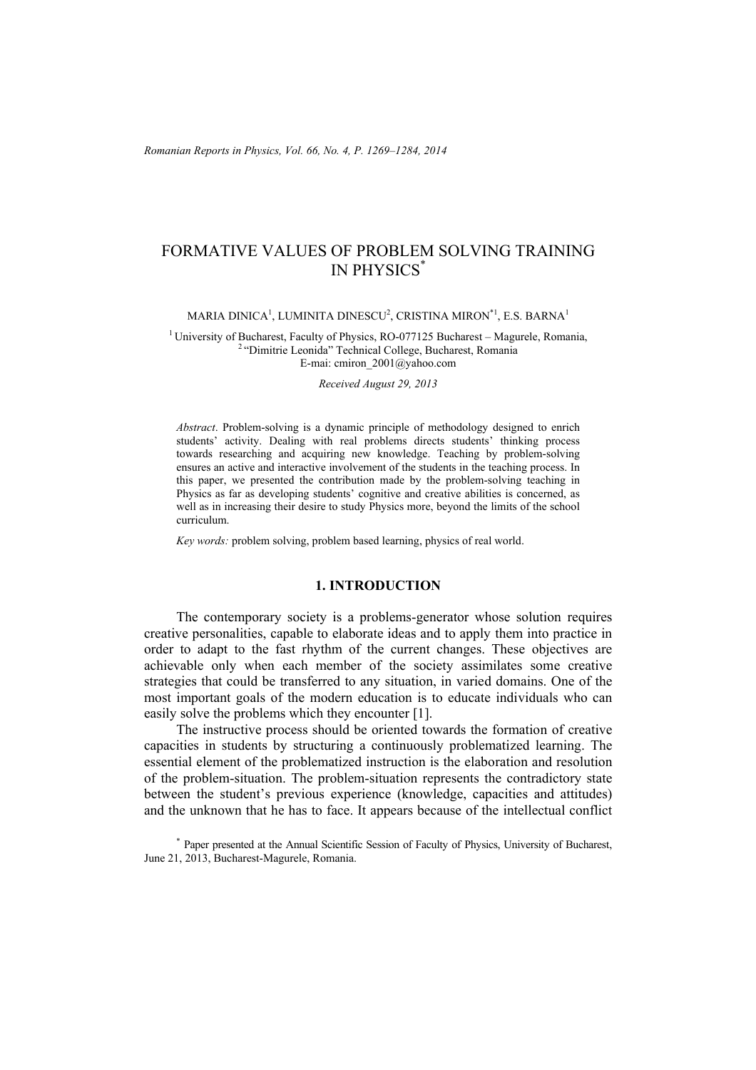# FORMATIVE VALUES OF PROBLEM SOLVING TRAINING IN PHYSICS*

MARIA DINICA[1], LUMINITA DINESCU[2], CRISTINA MIRON*[1], E.S. BARNA[1]

[1] University of Bucharest, Faculty of Physics, RO-077125 Bucharest – Magurele, Romania,
[2] "Dimitrie Leonida" Technical College, Bucharest, Romania
E-mai: cmiron_2001@yahoo.com

*Received August 29, 2013*

*Abstract*. Problem-solving is a dynamic principle of methodology designed to enrich students' activity. Dealing with real problems directs students' thinking process towards researching and acquiring new knowledge. Teaching by problem-solving ensures an active and interactive involvement of the students in the teaching process. In this paper, we presented the contribution made by the problem-solving teaching in Physics as far as developing students' cognitive and creative abilities is concerned, as well as in increasing their desire to study Physics more, beyond the limits of the school curriculum.

*Key words:* problem solving, problem based learning, physics of real world.

## 1. INTRODUCTION

The contemporary society is a problems-generator whose solution requires creative personalities, capable to elaborate ideas and to apply them into practice in order to adapt to the fast rhythm of the current changes. These objectives are achievable only when each member of the society assimilates some creative strategies that could be transferred to any situation, in varied domains. One of the most important goals of the modern education is to educate individuals who can easily solve the problems which they encounter [1].

The instructive process should be oriented towards the formation of creative capacities in students by structuring a continuously problematized learning. The essential element of the problematized instruction is the elaboration and resolution of the problem-situation. The problem-situation represents the contradictory state between the student's previous experience (knowledge, capacities and attitudes) and the unknown that he has to face. It appears because of the intellectual conflict

* Paper presented at the Annual Scientific Session of Faculty of Physics, University of Bucharest, June 21, 2013, Bucharest-Magurele, Romania.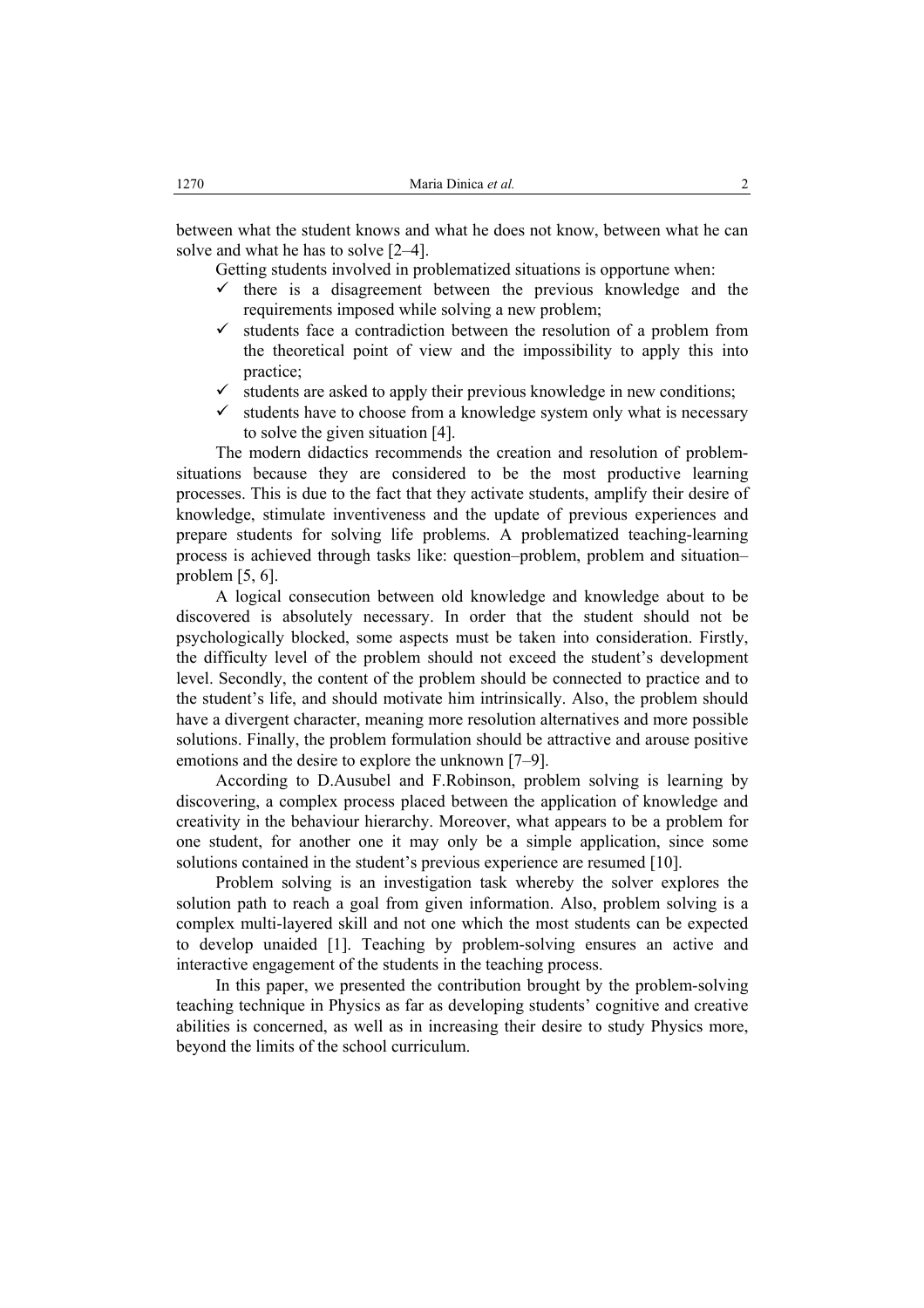between what the student knows and what he does not know, between what he can solve and what he has to solve [2–4].

Getting students involved in problematized situations is opportune when:

- ✓ there is a disagreement between the previous knowledge and the requirements imposed while solving a new problem;
- ✓ students face a contradiction between the resolution of a problem from the theoretical point of view and the impossibility to apply this into practice;
- ✓ students are asked to apply their previous knowledge in new conditions;
- ✓ students have to choose from a knowledge system only what is necessary to solve the given situation [4].

The modern didactics recommends the creation and resolution of problem-situations because they are considered to be the most productive learning processes. This is due to the fact that they activate students, amplify their desire of knowledge, stimulate inventiveness and the update of previous experiences and prepare students for solving life problems. A problematized teaching-learning process is achieved through tasks like: question–problem, problem and situation–problem [5, 6].

A logical consecution between old knowledge and knowledge about to be discovered is absolutely necessary. In order that the student should not be psychologically blocked, some aspects must be taken into consideration. Firstly, the difficulty level of the problem should not exceed the student's development level. Secondly, the content of the problem should be connected to practice and to the student's life, and should motivate him intrinsically. Also, the problem should have a divergent character, meaning more resolution alternatives and more possible solutions. Finally, the problem formulation should be attractive and arouse positive emotions and the desire to explore the unknown [7–9].

According to D.Ausubel and F.Robinson, problem solving is learning by discovering, a complex process placed between the application of knowledge and creativity in the behaviour hierarchy. Moreover, what appears to be a problem for one student, for another one it may only be a simple application, since some solutions contained in the student's previous experience are resumed [10].

Problem solving is an investigation task whereby the solver explores the solution path to reach a goal from given information. Also, problem solving is a complex multi-layered skill and not one which the most students can be expected to develop unaided [1]. Teaching by problem-solving ensures an active and interactive engagement of the students in the teaching process.

In this paper, we presented the contribution brought by the problem-solving teaching technique in Physics as far as developing students' cognitive and creative abilities is concerned, as well as in increasing their desire to study Physics more, beyond the limits of the school curriculum.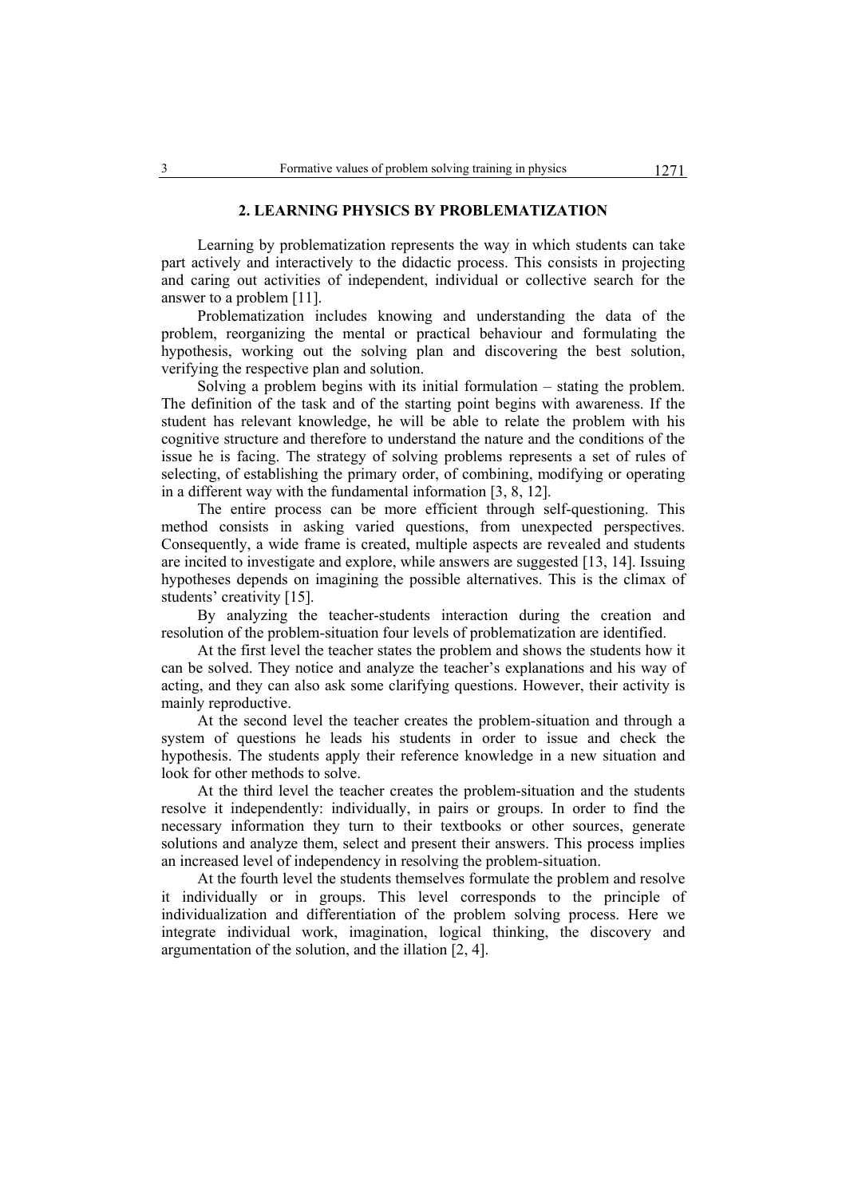## 2. LEARNING PHYSICS BY PROBLEMATIZATION

Learning by problematization represents the way in which students can take part actively and interactively to the didactic process. This consists in projecting and caring out activities of independent, individual or collective search for the answer to a problem [11].

Problematization includes knowing and understanding the data of the problem, reorganizing the mental or practical behaviour and formulating the hypothesis, working out the solving plan and discovering the best solution, verifying the respective plan and solution.

Solving a problem begins with its initial formulation – stating the problem. The definition of the task and of the starting point begins with awareness. If the student has relevant knowledge, he will be able to relate the problem with his cognitive structure and therefore to understand the nature and the conditions of the issue he is facing. The strategy of solving problems represents a set of rules of selecting, of establishing the primary order, of combining, modifying or operating in a different way with the fundamental information [3, 8, 12].

The entire process can be more efficient through self-questioning. This method consists in asking varied questions, from unexpected perspectives. Consequently, a wide frame is created, multiple aspects are revealed and students are incited to investigate and explore, while answers are suggested [13, 14]. Issuing hypotheses depends on imagining the possible alternatives. This is the climax of students' creativity [15].

By analyzing the teacher-students interaction during the creation and resolution of the problem-situation four levels of problematization are identified.

At the first level the teacher states the problem and shows the students how it can be solved. They notice and analyze the teacher's explanations and his way of acting, and they can also ask some clarifying questions. However, their activity is mainly reproductive.

At the second level the teacher creates the problem-situation and through a system of questions he leads his students in order to issue and check the hypothesis. The students apply their reference knowledge in a new situation and look for other methods to solve.

At the third level the teacher creates the problem-situation and the students resolve it independently: individually, in pairs or groups. In order to find the necessary information they turn to their textbooks or other sources, generate solutions and analyze them, select and present their answers. This process implies an increased level of independency in resolving the problem-situation.

At the fourth level the students themselves formulate the problem and resolve it individually or in groups. This level corresponds to the principle of individualization and differentiation of the problem solving process. Here we integrate individual work, imagination, logical thinking, the discovery and argumentation of the solution, and the illation [2, 4].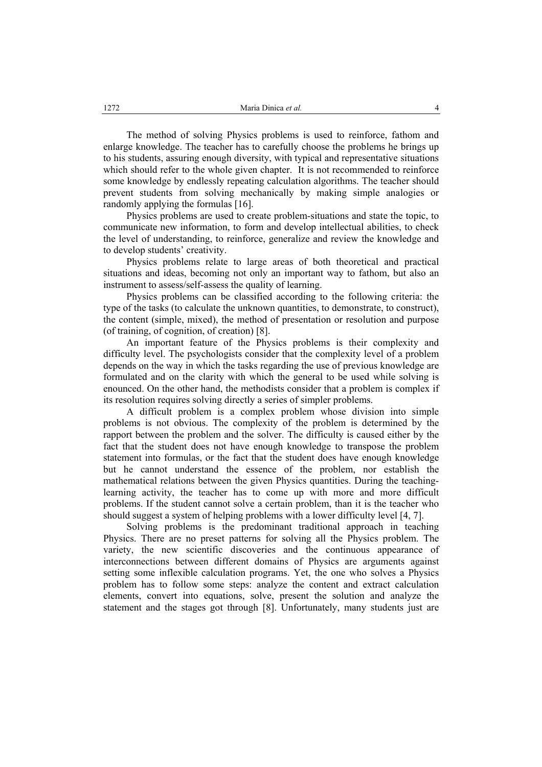The method of solving Physics problems is used to reinforce, fathom and enlarge knowledge. The teacher has to carefully choose the problems he brings up to his students, assuring enough diversity, with typical and representative situations which should refer to the whole given chapter. It is not recommended to reinforce some knowledge by endlessly repeating calculation algorithms. The teacher should prevent students from solving mechanically by making simple analogies or randomly applying the formulas [16].

Physics problems are used to create problem-situations and state the topic, to communicate new information, to form and develop intellectual abilities, to check the level of understanding, to reinforce, generalize and review the knowledge and to develop students' creativity.

Physics problems relate to large areas of both theoretical and practical situations and ideas, becoming not only an important way to fathom, but also an instrument to assess/self-assess the quality of learning.

Physics problems can be classified according to the following criteria: the type of the tasks (to calculate the unknown quantities, to demonstrate, to construct), the content (simple, mixed), the method of presentation or resolution and purpose (of training, of cognition, of creation) [8].

An important feature of the Physics problems is their complexity and difficulty level. The psychologists consider that the complexity level of a problem depends on the way in which the tasks regarding the use of previous knowledge are formulated and on the clarity with which the general to be used while solving is enounced. On the other hand, the methodists consider that a problem is complex if its resolution requires solving directly a series of simpler problems.

A difficult problem is a complex problem whose division into simple problems is not obvious. The complexity of the problem is determined by the rapport between the problem and the solver. The difficulty is caused either by the fact that the student does not have enough knowledge to transpose the problem statement into formulas, or the fact that the student does have enough knowledge but he cannot understand the essence of the problem, nor establish the mathematical relations between the given Physics quantities. During the teaching-learning activity, the teacher has to come up with more and more difficult problems. If the student cannot solve a certain problem, than it is the teacher who should suggest a system of helping problems with a lower difficulty level [4, 7].

Solving problems is the predominant traditional approach in teaching Physics. There are no preset patterns for solving all the Physics problem. The variety, the new scientific discoveries and the continuous appearance of interconnections between different domains of Physics are arguments against setting some inflexible calculation programs. Yet, the one who solves a Physics problem has to follow some steps: analyze the content and extract calculation elements, convert into equations, solve, present the solution and analyze the statement and the stages got through [8]. Unfortunately, many students just are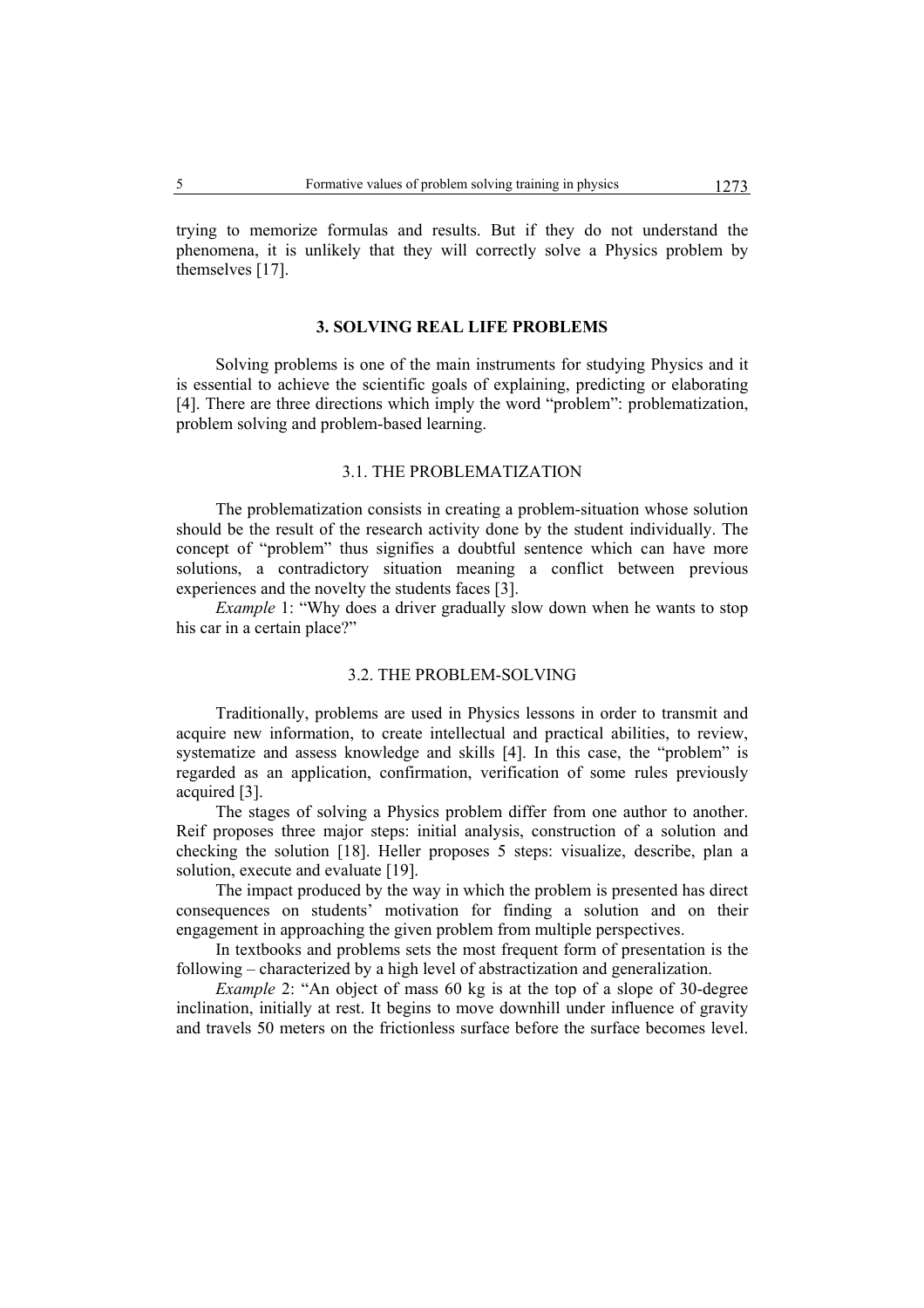trying to memorize formulas and results. But if they do not understand the phenomena, it is unlikely that they will correctly solve a Physics problem by themselves [17].

## 3. SOLVING REAL LIFE PROBLEMS

Solving problems is one of the main instruments for studying Physics and it is essential to achieve the scientific goals of explaining, predicting or elaborating [4]. There are three directions which imply the word "problem": problematization, problem solving and problem-based learning.

### 3.1. THE PROBLEMATIZATION

The problematization consists in creating a problem-situation whose solution should be the result of the research activity done by the student individually. The concept of "problem" thus signifies a doubtful sentence which can have more solutions, a contradictory situation meaning a conflict between previous experiences and the novelty the students faces [3].

*Example* 1: "Why does a driver gradually slow down when he wants to stop his car in a certain place?"

### 3.2. THE PROBLEM-SOLVING

Traditionally, problems are used in Physics lessons in order to transmit and acquire new information, to create intellectual and practical abilities, to review, systematize and assess knowledge and skills [4]. In this case, the "problem" is regarded as an application, confirmation, verification of some rules previously acquired [3].

The stages of solving a Physics problem differ from one author to another. Reif proposes three major steps: initial analysis, construction of a solution and checking the solution [18]. Heller proposes 5 steps: visualize, describe, plan a solution, execute and evaluate [19].

The impact produced by the way in which the problem is presented has direct consequences on students' motivation for finding a solution and on their engagement in approaching the given problem from multiple perspectives.

In textbooks and problems sets the most frequent form of presentation is the following – characterized by a high level of abstractization and generalization.

*Example* 2: "An object of mass 60 kg is at the top of a slope of 30-degree inclination, initially at rest. It begins to move downhill under influence of gravity and travels 50 meters on the frictionless surface before the surface becomes level.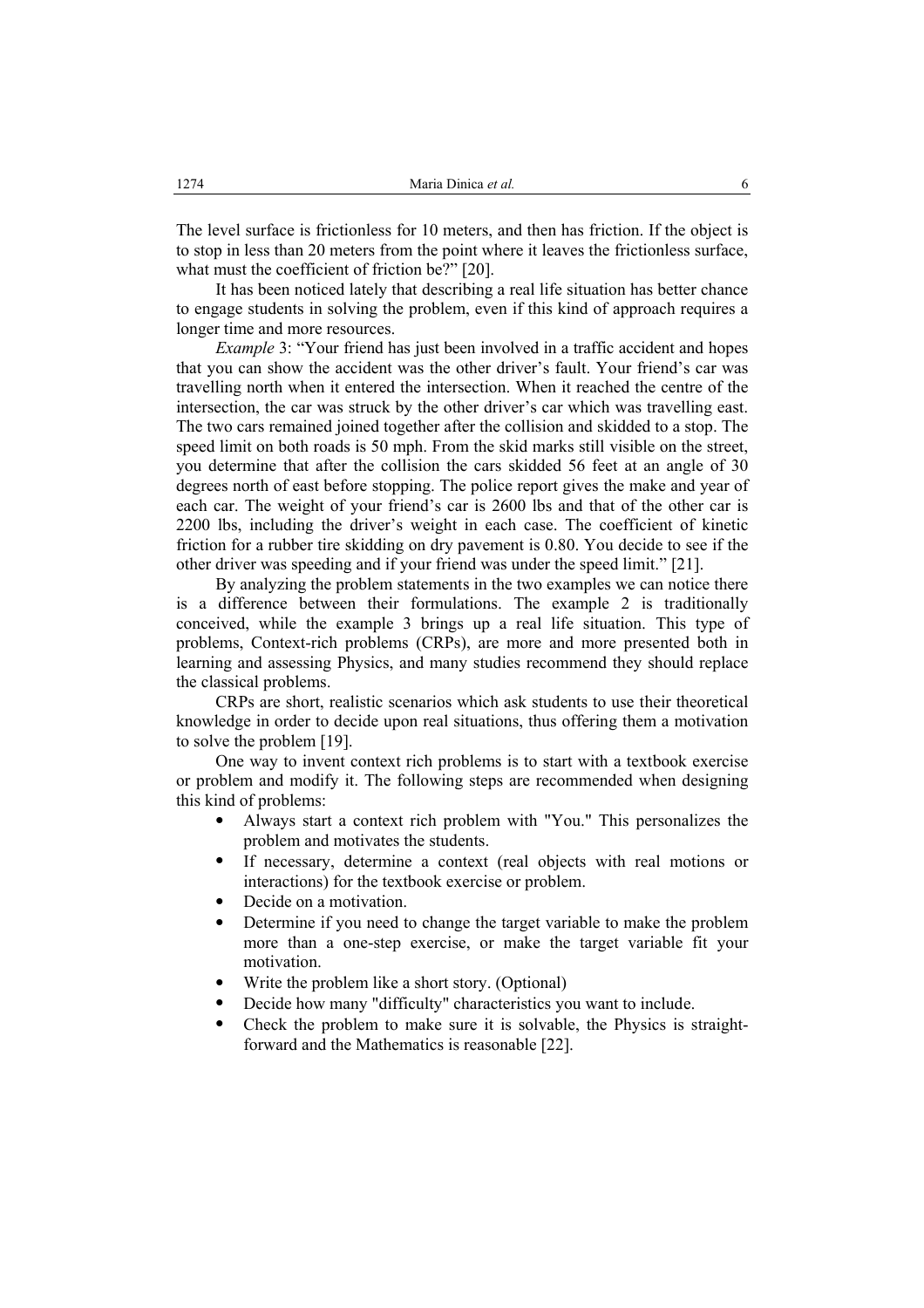The level surface is frictionless for 10 meters, and then has friction. If the object is to stop in less than 20 meters from the point where it leaves the frictionless surface, what must the coefficient of friction be?" [20].

It has been noticed lately that describing a real life situation has better chance to engage students in solving the problem, even if this kind of approach requires a longer time and more resources.

*Example* 3: "Your friend has just been involved in a traffic accident and hopes that you can show the accident was the other driver's fault. Your friend's car was travelling north when it entered the intersection. When it reached the centre of the intersection, the car was struck by the other driver's car which was travelling east. The two cars remained joined together after the collision and skidded to a stop. The speed limit on both roads is 50 mph. From the skid marks still visible on the street, you determine that after the collision the cars skidded 56 feet at an angle of 30 degrees north of east before stopping. The police report gives the make and year of each car. The weight of your friend's car is 2600 lbs and that of the other car is 2200 lbs, including the driver's weight in each case. The coefficient of kinetic friction for a rubber tire skidding on dry pavement is 0.80. You decide to see if the other driver was speeding and if your friend was under the speed limit." [21].

By analyzing the problem statements in the two examples we can notice there is a difference between their formulations. The example 2 is traditionally conceived, while the example 3 brings up a real life situation. This type of problems, Context-rich problems (CRPs), are more and more presented both in learning and assessing Physics, and many studies recommend they should replace the classical problems.

CRPs are short, realistic scenarios which ask students to use their theoretical knowledge in order to decide upon real situations, thus offering them a motivation to solve the problem [19].

One way to invent context rich problems is to start with a textbook exercise or problem and modify it. The following steps are recommended when designing this kind of problems:

- Always start a context rich problem with "You." This personalizes the problem and motivates the students.
- If necessary, determine a context (real objects with real motions or interactions) for the textbook exercise or problem.
- Decide on a motivation.
- Determine if you need to change the target variable to make the problem more than a one-step exercise, or make the target variable fit your motivation.
- Write the problem like a short story. (Optional)
- Decide how many "difficulty" characteristics you want to include.
- Check the problem to make sure it is solvable, the Physics is straight-forward and the Mathematics is reasonable [22].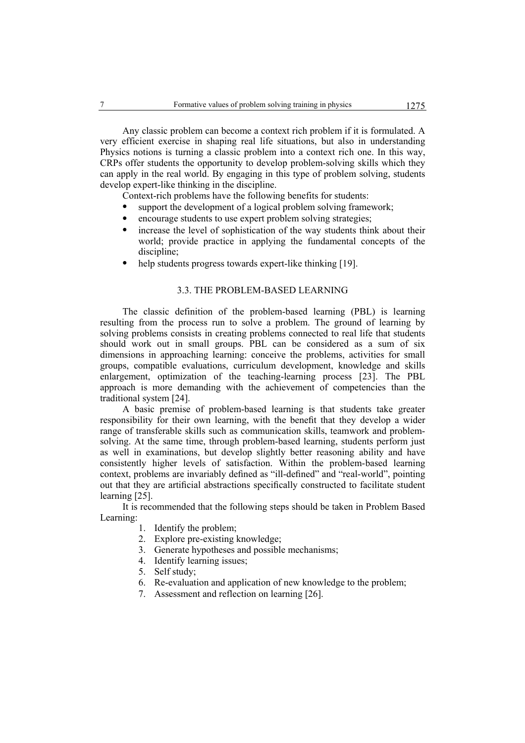Any classic problem can become a context rich problem if it is formulated. A very efficient exercise in shaping real life situations, but also in understanding Physics notions is turning a classic problem into a context rich one. In this way, CRPs offer students the opportunity to develop problem-solving skills which they can apply in the real world. By engaging in this type of problem solving, students develop expert-like thinking in the discipline.

Context-rich problems have the following benefits for students:

- support the development of a logical problem solving framework;
- encourage students to use expert problem solving strategies;
- increase the level of sophistication of the way students think about their world; provide practice in applying the fundamental concepts of the discipline;
- help students progress towards expert-like thinking [19].

### 3.3. THE PROBLEM-BASED LEARNING

The classic definition of the problem-based learning (PBL) is learning resulting from the process run to solve a problem. The ground of learning by solving problems consists in creating problems connected to real life that students should work out in small groups. PBL can be considered as a sum of six dimensions in approaching learning: conceive the problems, activities for small groups, compatible evaluations, curriculum development, knowledge and skills enlargement, optimization of the teaching-learning process [23]. The PBL approach is more demanding with the achievement of competencies than the traditional system [24].

A basic premise of problem-based learning is that students take greater responsibility for their own learning, with the benefit that they develop a wider range of transferable skills such as communication skills, teamwork and problem-solving. At the same time, through problem-based learning, students perform just as well in examinations, but develop slightly better reasoning ability and have consistently higher levels of satisfaction. Within the problem-based learning context, problems are invariably defined as "ill-defined" and "real-world", pointing out that they are artificial abstractions specifically constructed to facilitate student learning [25].

It is recommended that the following steps should be taken in Problem Based Learning:

1. Identify the problem;
2. Explore pre-existing knowledge;
3. Generate hypotheses and possible mechanisms;
4. Identify learning issues;
5. Self study;
6. Re-evaluation and application of new knowledge to the problem;
7. Assessment and reflection on learning [26].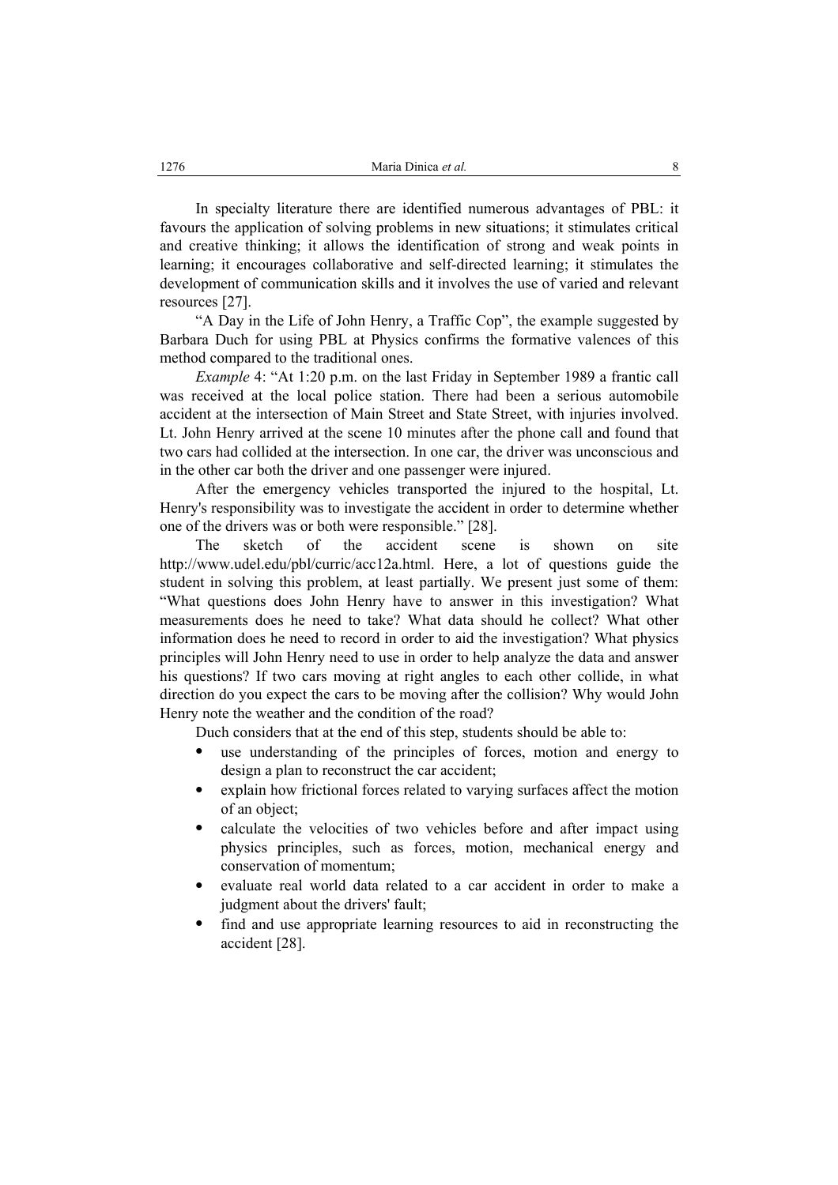In specialty literature there are identified numerous advantages of PBL: it favours the application of solving problems in new situations; it stimulates critical and creative thinking; it allows the identification of strong and weak points in learning; it encourages collaborative and self-directed learning; it stimulates the development of communication skills and it involves the use of varied and relevant resources [27].

"A Day in the Life of John Henry, a Traffic Cop", the example suggested by Barbara Duch for using PBL at Physics confirms the formative valences of this method compared to the traditional ones.

*Example* 4: "At 1:20 p.m. on the last Friday in September 1989 a frantic call was received at the local police station. There had been a serious automobile accident at the intersection of Main Street and State Street, with injuries involved. Lt. John Henry arrived at the scene 10 minutes after the phone call and found that two cars had collided at the intersection. In one car, the driver was unconscious and in the other car both the driver and one passenger were injured.

After the emergency vehicles transported the injured to the hospital, Lt. Henry's responsibility was to investigate the accident in order to determine whether one of the drivers was or both were responsible." [28].

The sketch of the accident scene is shown on site http://www.udel.edu/pbl/curric/acc12a.html. Here, a lot of questions guide the student in solving this problem, at least partially. We present just some of them: "What questions does John Henry have to answer in this investigation? What measurements does he need to take? What data should he collect? What other information does he need to record in order to aid the investigation? What physics principles will John Henry need to use in order to help analyze the data and answer his questions? If two cars moving at right angles to each other collide, in what direction do you expect the cars to be moving after the collision? Why would John Henry note the weather and the condition of the road?

Duch considers that at the end of this step, students should be able to:

- use understanding of the principles of forces, motion and energy to design a plan to reconstruct the car accident;
- explain how frictional forces related to varying surfaces affect the motion of an object;
- calculate the velocities of two vehicles before and after impact using physics principles, such as forces, motion, mechanical energy and conservation of momentum;
- evaluate real world data related to a car accident in order to make a judgment about the drivers' fault;
- find and use appropriate learning resources to aid in reconstructing the accident [28].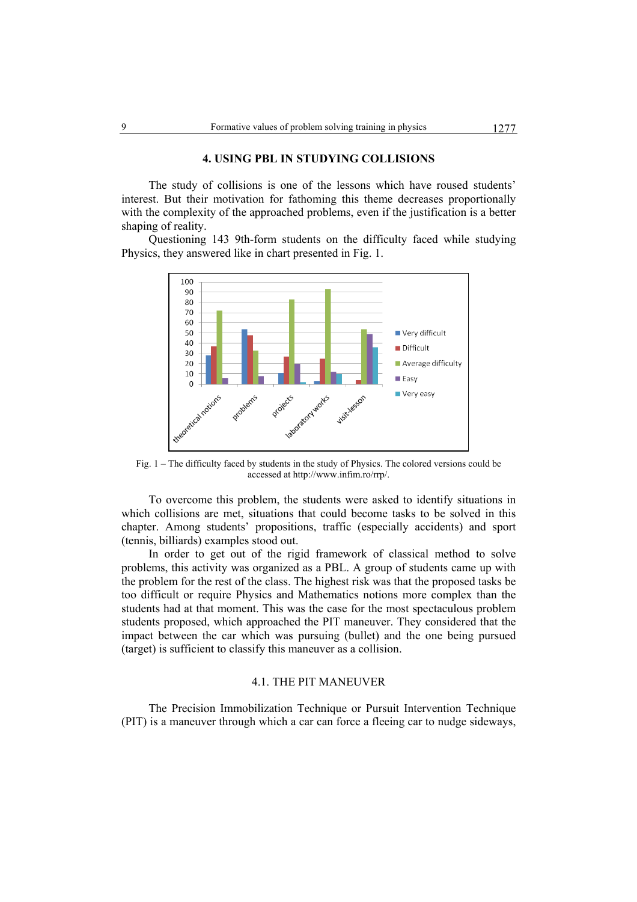## 4. USING PBL IN STUDYING COLLISIONS

The study of collisions is one of the lessons which have roused students' interest. But their motivation for fathoming this theme decreases proportionally with the complexity of the approached problems, even if the justification is a better shaping of reality.

Questioning 143 9th-form students on the difficulty faced while studying Physics, they answered like in chart presented in Fig. 1.

Fig. 1 – The difficulty faced by students in the study of Physics. The colored versions could be accessed at http://www.infim.ro/rrp/.

To overcome this problem, the students were asked to identify situations in which collisions are met, situations that could become tasks to be solved in this chapter. Among students' propositions, traffic (especially accidents) and sport (tennis, billiards) examples stood out.

In order to get out of the rigid framework of classical method to solve problems, this activity was organized as a PBL. A group of students came up with the problem for the rest of the class. The highest risk was that the proposed tasks be too difficult or require Physics and Mathematics notions more complex than the students had at that moment. This was the case for the most spectaculous problem students proposed, which approached the PIT maneuver. They considered that the impact between the car which was pursuing (bullet) and the one being pursued (target) is sufficient to classify this maneuver as a collision.

### 4.1. THE PIT MANEUVER

The Precision Immobilization Technique or Pursuit Intervention Technique (PIT) is a maneuver through which a car can force a fleeing car to nudge sideways,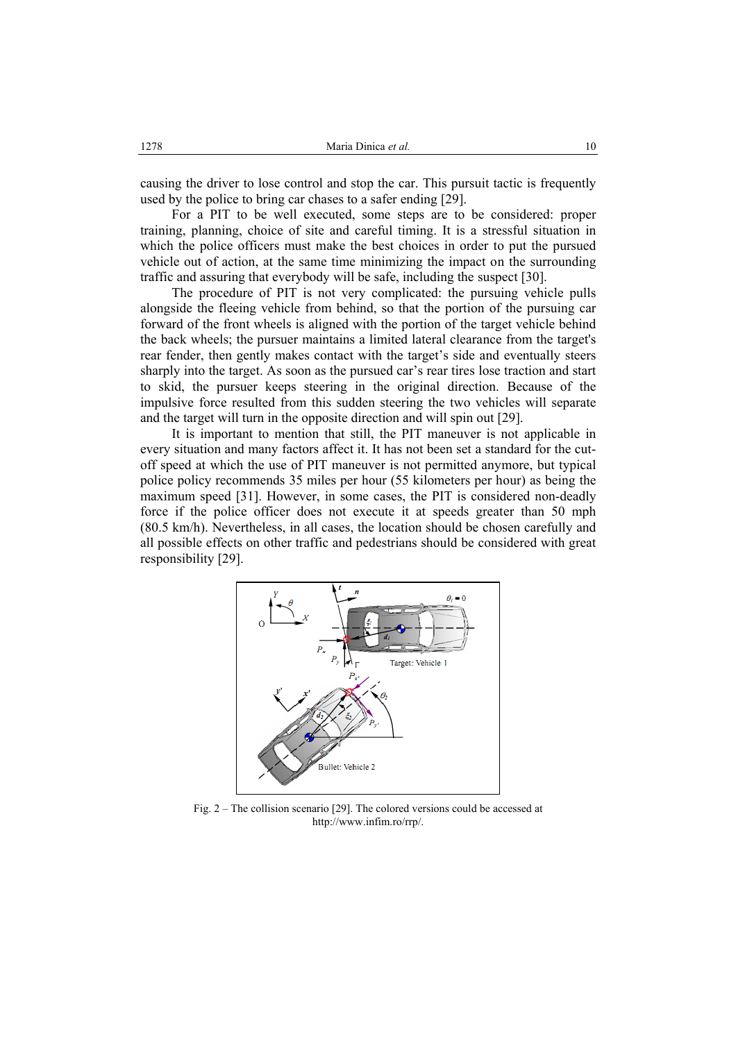causing the driver to lose control and stop the car. This pursuit tactic is frequently used by the police to bring car chases to a safer ending [29].

For a PIT to be well executed, some steps are to be considered: proper training, planning, choice of site and careful timing. It is a stressful situation in which the police officers must make the best choices in order to put the pursued vehicle out of action, at the same time minimizing the impact on the surrounding traffic and assuring that everybody will be safe, including the suspect [30].

The procedure of PIT is not very complicated: the pursuing vehicle pulls alongside the fleeing vehicle from behind, so that the portion of the pursuing car forward of the front wheels is aligned with the portion of the target vehicle behind the back wheels; the pursuer maintains a limited lateral clearance from the target's rear fender, then gently makes contact with the target's side and eventually steers sharply into the target. As soon as the pursued car's rear tires lose traction and start to skid, the pursuer keeps steering in the original direction. Because of the impulsive force resulted from this sudden steering the two vehicles will separate and the target will turn in the opposite direction and will spin out [29].

It is important to mention that still, the PIT maneuver is not applicable in every situation and many factors affect it. It has not been set a standard for the cut-off speed at which the use of PIT maneuver is not permitted anymore, but typical police policy recommends 35 miles per hour (55 kilometers per hour) as being the maximum speed [31]. However, in some cases, the PIT is considered non-deadly force if the police officer does not execute it at speeds greater than 50 mph (80.5 km/h). Nevertheless, in all cases, the location should be chosen carefully and all possible effects on other traffic and pedestrians should be considered with great responsibility [29].

Fig. 2 – The collision scenario [29]. The colored versions could be accessed at http://www.infim.ro/rrp/.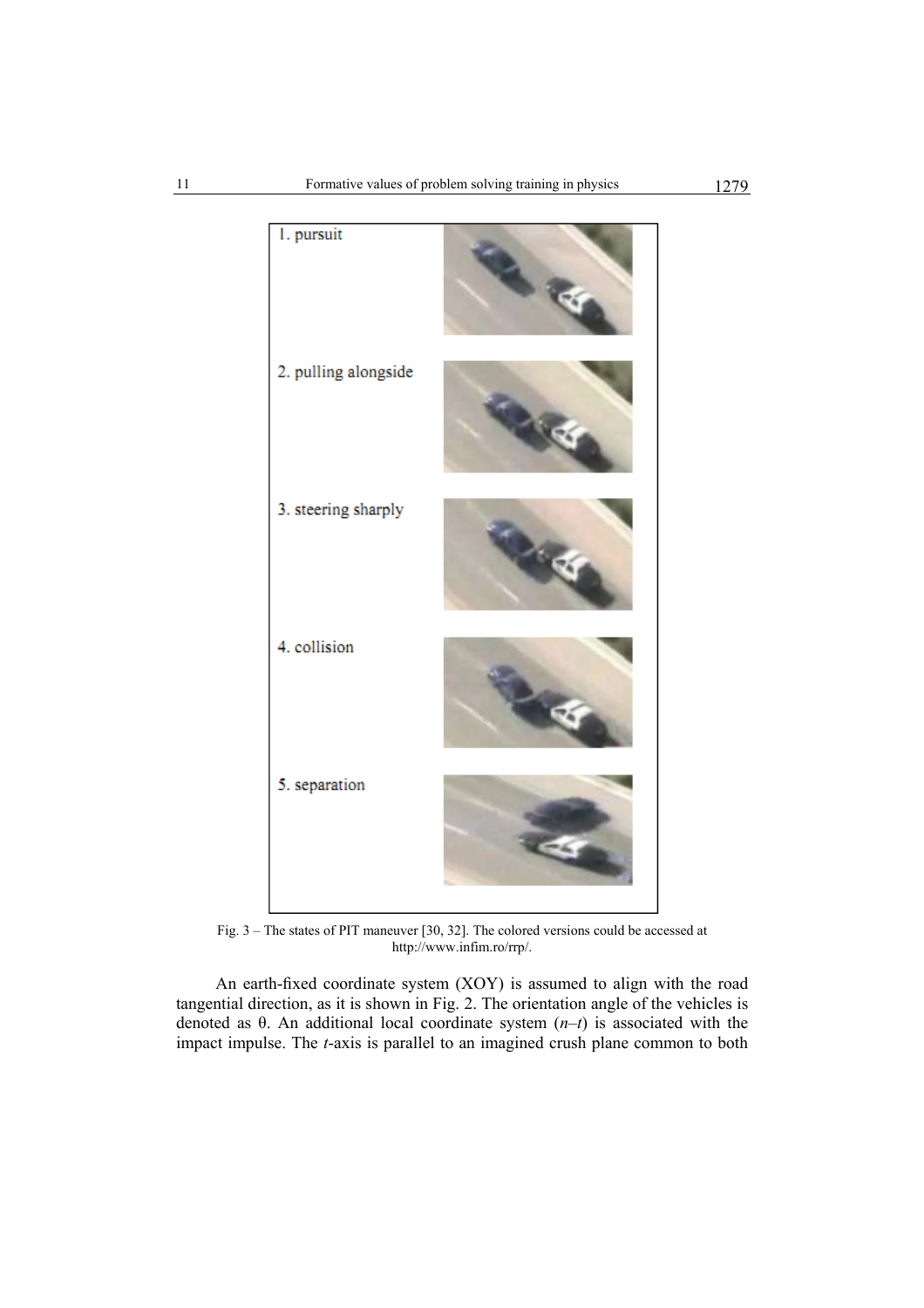1. pursuit

2. pulling alongside

3. steering sharply

4. collision

5. separation

Fig. 3 – The states of PIT maneuver [30, 32]. The colored versions could be accessed at http://www.infim.ro/rrp/.

An earth-fixed coordinate system (XOY) is assumed to align with the road tangential direction, as it is shown in Fig. 2. The orientation angle of the vehicles is denoted as θ. An additional local coordinate system (*n*–*t*) is associated with the impact impulse. The *t*-axis is parallel to an imagined crush plane common to both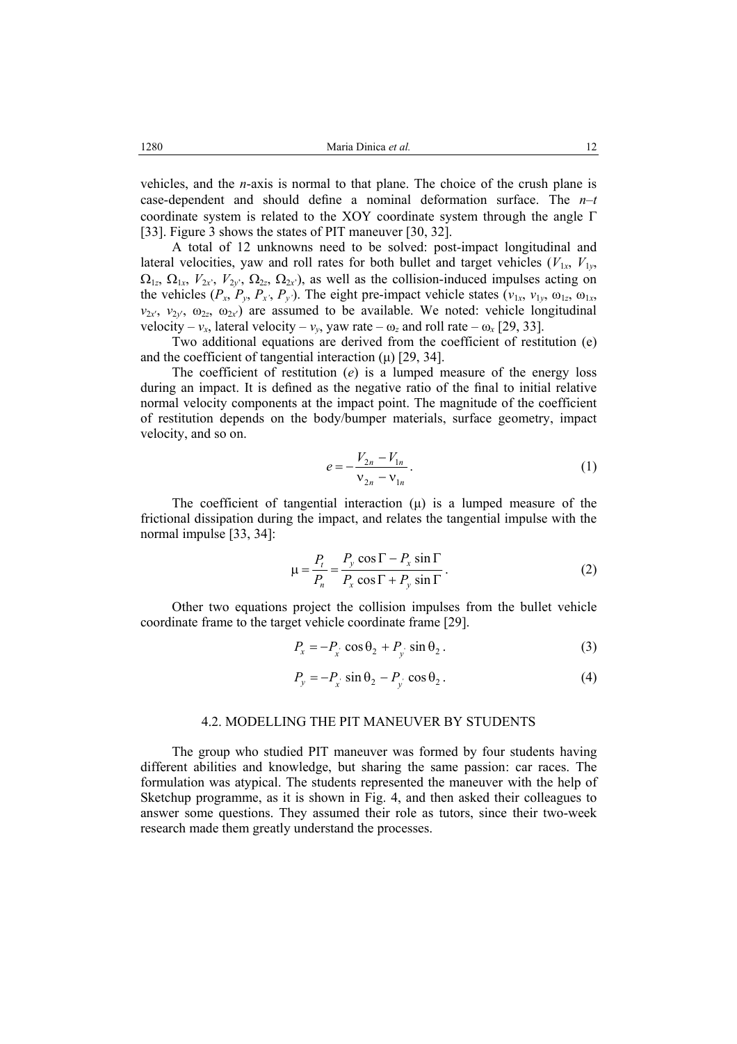vehicles, and the $n$-axis is normal to that plane. The choice of the crush plane is case-dependent and should define a nominal deformation surface. The $n$–$t$ coordinate system is related to the XOY coordinate system through the angle $\Gamma$ [33]. Figure 3 shows the states of PIT maneuver [30, 32].

A total of 12 unknowns need to be solved: post-impact longitudinal and lateral velocities, yaw and roll rates for both bullet and target vehicles ($V_{1x}$, $V_{1y}$, $\Omega_{1z}$, $\Omega_{1x}$, $V_{2x'}$, $V_{2y'}$, $\Omega_{2z}$, $\Omega_{2x'}$), as well as the collision-induced impulses acting on the vehicles ($P_x$, $P_y$, $P_{x'}$, $P_{y'}$). The eight pre-impact vehicle states ($v_{1x}$, $v_{1y}$, $\omega_{1z}$, $\omega_{1x}$, $v_{2x'}$, $v_{2y'}$, $\omega_{2z}$, $\omega_{2x'}$) are assumed to be available. We noted: vehicle longitudinal velocity – $v_x$, lateral velocity – $v_y$, yaw rate – $\omega_z$ and roll rate – $\omega_x$ [29, 33].

Two additional equations are derived from the coefficient of restitution (e) and the coefficient of tangential interaction ($\mu$) [29, 34].

The coefficient of restitution ($e$) is a lumped measure of the energy loss during an impact. It is defined as the negative ratio of the final to initial relative normal velocity components at the impact point. The magnitude of the coefficient of restitution depends on the body/bumper materials, surface geometry, impact velocity, and so on.

$$e = -\frac{V_{2n} - V_{1n}}{\nu_{2n} - \nu_{1n}}. \tag{1}$$

The coefficient of tangential interaction ($\mu$) is a lumped measure of the frictional dissipation during the impact, and relates the tangential impulse with the normal impulse [33, 34]:

$$\mu = \frac{P_t}{P_n} = \frac{P_y \cos\Gamma - P_x \sin\Gamma}{P_x \cos\Gamma + P_y \sin\Gamma}. \tag{2}$$

Other two equations project the collision impulses from the bullet vehicle coordinate frame to the target vehicle coordinate frame [29].

$$P_x = -P_{x'} \cos\theta_2 + P_{y'} \sin\theta_2 . \tag{3}$$

$$P_y = -P_{x'} \sin\theta_2 - P_{y'} \cos\theta_2 . \tag{4}$$

### 4.2. MODELLING THE PIT MANEUVER BY STUDENTS

The group who studied PIT maneuver was formed by four students having different abilities and knowledge, but sharing the same passion: car races. The formulation was atypical. The students represented the maneuver with the help of Sketchup programme, as it is shown in Fig. 4, and then asked their colleagues to answer some questions. They assumed their role as tutors, since their two-week research made them greatly understand the processes.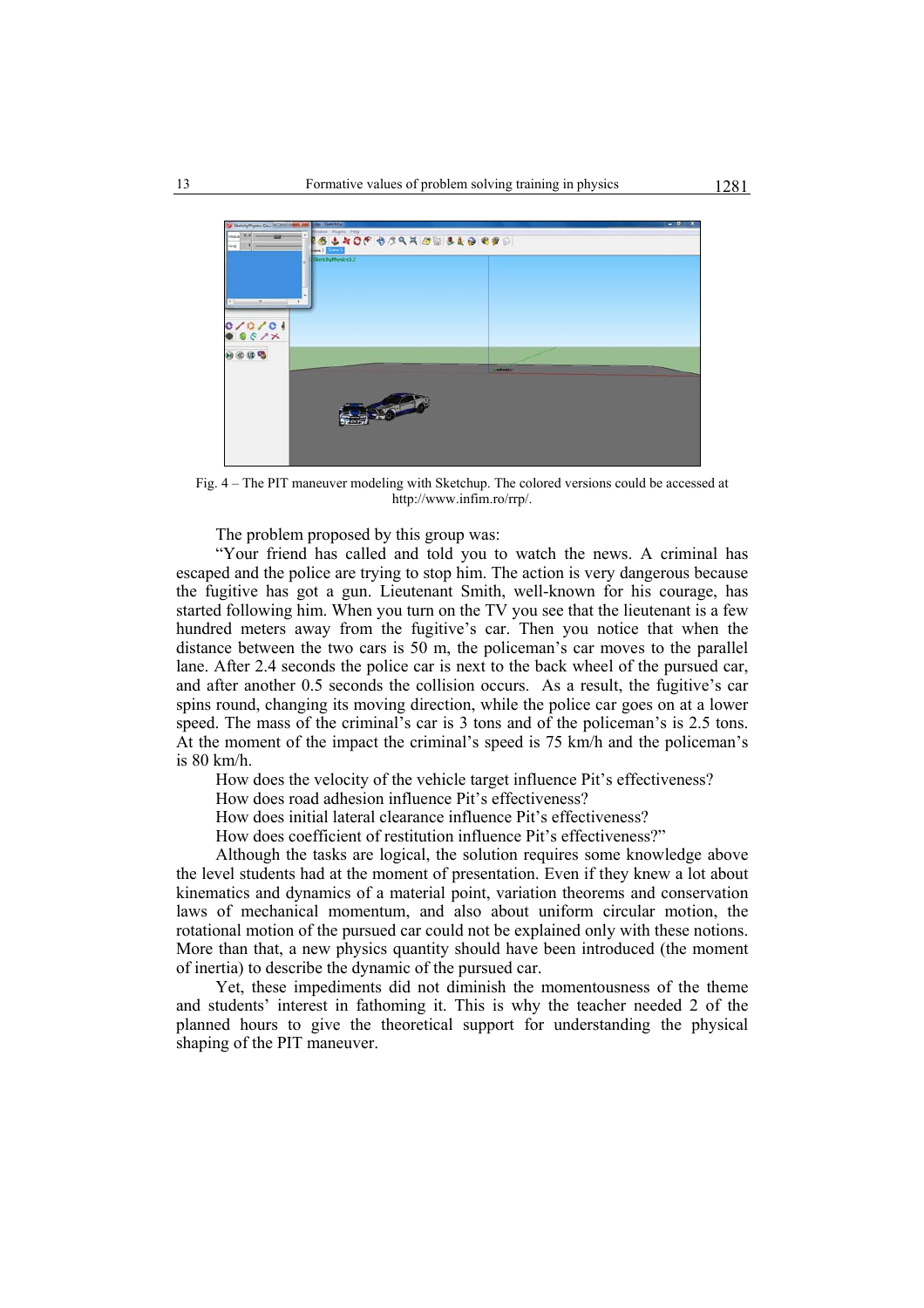Fig. 4 – The PIT maneuver modeling with Sketchup. The colored versions could be accessed at http://www.infim.ro/rrp/.

The problem proposed by this group was:

"Your friend has called and told you to watch the news. A criminal has escaped and the police are trying to stop him. The action is very dangerous because the fugitive has got a gun. Lieutenant Smith, well-known for his courage, has started following him. When you turn on the TV you see that the lieutenant is a few hundred meters away from the fugitive's car. Then you notice that when the distance between the two cars is 50 m, the policeman's car moves to the parallel lane. After 2.4 seconds the police car is next to the back wheel of the pursued car, and after another 0.5 seconds the collision occurs. As a result, the fugitive's car spins round, changing its moving direction, while the police car goes on at a lower speed. The mass of the criminal's car is 3 tons and of the policeman's is 2.5 tons. At the moment of the impact the criminal's speed is 75 km/h and the policeman's is 80 km/h.

How does the velocity of the vehicle target influence Pit's effectiveness?

How does road adhesion influence Pit's effectiveness?

How does initial lateral clearance influence Pit's effectiveness?

How does coefficient of restitution influence Pit's effectiveness?"

Although the tasks are logical, the solution requires some knowledge above the level students had at the moment of presentation. Even if they knew a lot about kinematics and dynamics of a material point, variation theorems and conservation laws of mechanical momentum, and also about uniform circular motion, the rotational motion of the pursued car could not be explained only with these notions. More than that, a new physics quantity should have been introduced (the moment of inertia) to describe the dynamic of the pursued car.

Yet, these impediments did not diminish the momentousness of the theme and students' interest in fathoming it. This is why the teacher needed 2 of the planned hours to give the theoretical support for understanding the physical shaping of the PIT maneuver.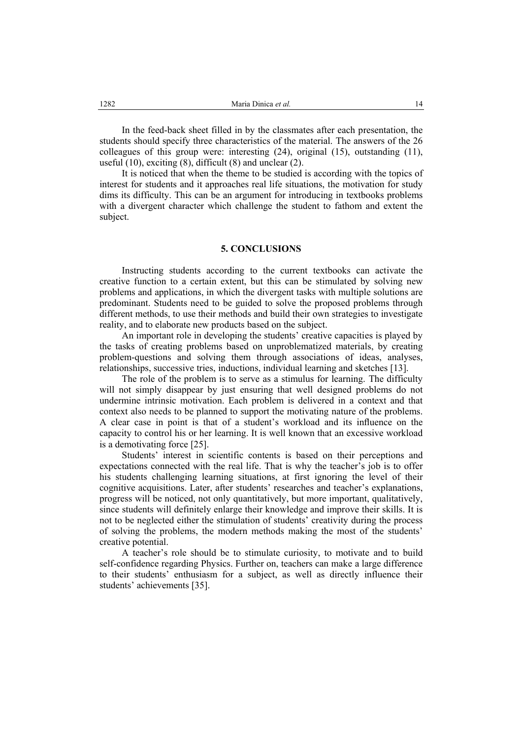In the feed-back sheet filled in by the classmates after each presentation, the students should specify three characteristics of the material. The answers of the 26 colleagues of this group were: interesting (24), original (15), outstanding (11), useful (10), exciting (8), difficult (8) and unclear (2).

It is noticed that when the theme to be studied is according with the topics of interest for students and it approaches real life situations, the motivation for study dims its difficulty. This can be an argument for introducing in textbooks problems with a divergent character which challenge the student to fathom and extent the subject.

## 5. CONCLUSIONS

Instructing students according to the current textbooks can activate the creative function to a certain extent, but this can be stimulated by solving new problems and applications, in which the divergent tasks with multiple solutions are predominant. Students need to be guided to solve the proposed problems through different methods, to use their methods and build their own strategies to investigate reality, and to elaborate new products based on the subject.

An important role in developing the students' creative capacities is played by the tasks of creating problems based on unproblematized materials, by creating problem-questions and solving them through associations of ideas, analyses, relationships, successive tries, inductions, individual learning and sketches [13].

The role of the problem is to serve as a stimulus for learning. The difficulty will not simply disappear by just ensuring that well designed problems do not undermine intrinsic motivation. Each problem is delivered in a context and that context also needs to be planned to support the motivating nature of the problems. A clear case in point is that of a student's workload and its influence on the capacity to control his or her learning. It is well known that an excessive workload is a demotivating force [25].

Students' interest in scientific contents is based on their perceptions and expectations connected with the real life. That is why the teacher's job is to offer his students challenging learning situations, at first ignoring the level of their cognitive acquisitions. Later, after students' researches and teacher's explanations, progress will be noticed, not only quantitatively, but more important, qualitatively, since students will definitely enlarge their knowledge and improve their skills. It is not to be neglected either the stimulation of students' creativity during the process of solving the problems, the modern methods making the most of the students' creative potential.

A teacher's role should be to stimulate curiosity, to motivate and to build self-confidence regarding Physics. Further on, teachers can make a large difference to their students' enthusiasm for a subject, as well as directly influence their students' achievements [35].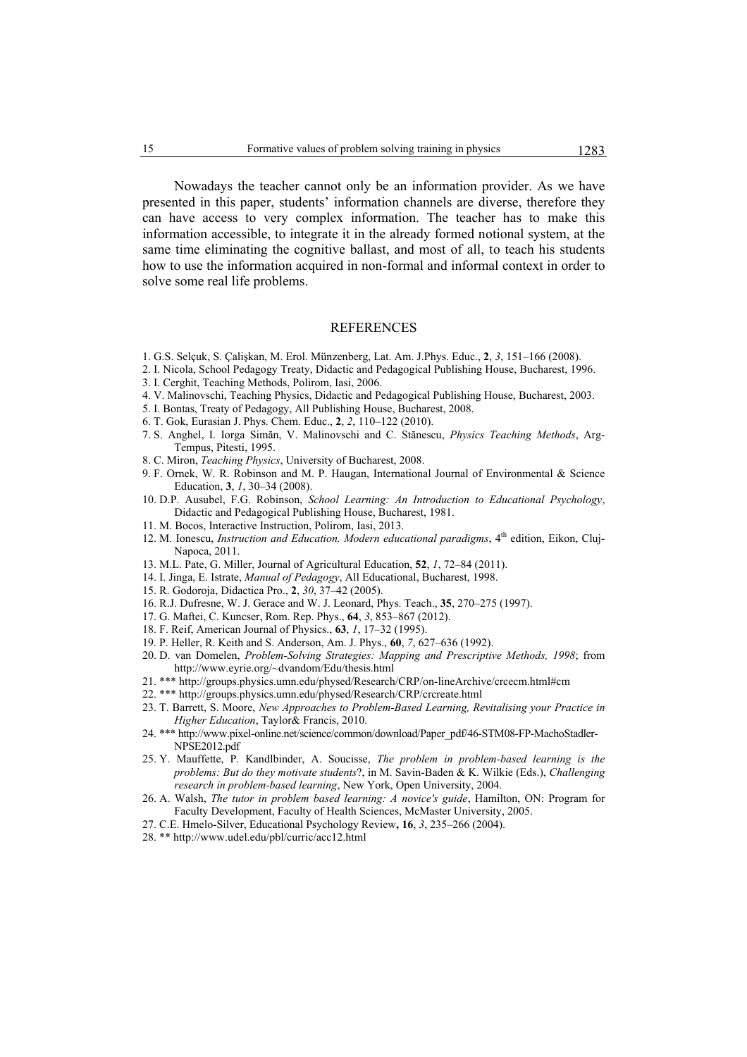Nowadays the teacher cannot only be an information provider. As we have presented in this paper, students' information channels are diverse, therefore they can have access to very complex information. The teacher has to make this information accessible, to integrate it in the already formed notional system, at the same time eliminating the cognitive ballast, and most of all, to teach his students how to use the information acquired in non-formal and informal context in order to solve some real life problems.

## REFERENCES

1. G.S. Selçuk, S. Çalişkan, M. Erol. Münzenberg, Lat. Am. J.Phys. Educ., **2**, *3*, 151–166 (2008).
2. I. Nicola, School Pedagogy Treaty, Didactic and Pedagogical Publishing House, Bucharest, 1996.
3. I. Cerghit, Teaching Methods, Polirom, Iasi, 2006.
4. V. Malinovschi, Teaching Physics, Didactic and Pedagogical Publishing House, Bucharest, 2003.
5. I. Bontas, Treaty of Pedagogy, All Publishing House, Bucharest, 2008.
6. T. Gok, Eurasian J. Phys. Chem. Educ., **2**, *2*, 110–122 (2010).
7. S. Anghel, I. Iorga Simăn, V. Malinovschi and C. Stănescu, *Physics Teaching Methods*, Arg-Tempus, Pitesti, 1995.
8. C. Miron, *Teaching Physics*, University of Bucharest, 2008.
9. F. Ornek, W. R. Robinson and M. P. Haugan, International Journal of Environmental & Science Education, **3**, *1*, 30–34 (2008).
10. D.P. Ausubel, F.G. Robinson, *School Learning: An Introduction to Educational Psychology*, Didactic and Pedagogical Publishing House, Bucharest, 1981.
11. M. Bocos, Interactive Instruction, Polirom, Iasi, 2013.
12. M. Ionescu, *Instruction and Education. Modern educational paradigms*, 4th edition, Eikon, Cluj-Napoca, 2011.
13. M.L. Pate, G. Miller, Journal of Agricultural Education, **52**, *1*, 72–84 (2011).
14. I. Jinga, E. Istrate, *Manual of Pedagogy*, All Educational, Bucharest, 1998.
15. R. Godoroja, Didactica Pro., **2**, *30*, 37–42 (2005).
16. R.J. Dufresne, W. J. Gerace and W. J. Leonard, Phys. Teach., **35**, 270–275 (1997).
17. G. Maftei, C. Kuncser, Rom. Rep. Phys., **64**, *3*, 853–867 (2012).
18. F. Reif, American Journal of Physics., **63**, *1*, 17–32 (1995).
19. P. Heller, R. Keith and S. Anderson, Am. J. Phys., **60**, *7*, 627–636 (1992).
20. D. van Domelen, *Problem-Solving Strategies: Mapping and Prescriptive Methods, 1998*; from http://www.eyrie.org/~dvandom/Edu/thesis.html
21. *** http://groups.physics.umn.edu/physed/Research/CRP/on-lineArchive/crcecm.html#cm
22. *** http://groups.physics.umn.edu/physed/Research/CRP/crcreate.html
23. T. Barrett, S. Moore, *New Approaches to Problem-Based Learning, Revitalising your Practice in Higher Education*, Taylor& Francis, 2010.
24. *** http://www.pixel-online.net/science/common/download/Paper_pdf/46-STM08-FP-MachoStadler-NPSE2012.pdf
25. Y. Mauffette, P. Kandlbinder, A. Soucisse, *The problem in problem-based learning is the problems: But do they motivate students*?, in M. Savin-Baden & K. Wilkie (Eds.), *Challenging research in problem-based learning*, New York, Open University, 2004.
26. A. Walsh, *The tutor in problem based learning: A novice's guide*, Hamilton, ON: Program for Faculty Development, Faculty of Health Sciences, McMaster University, 2005.
27. C.E. Hmelo-Silver, Educational Psychology Review**, 16**, *3*, 235–266 (2004).
28. ** http://www.udel.edu/pbl/curric/acc12.html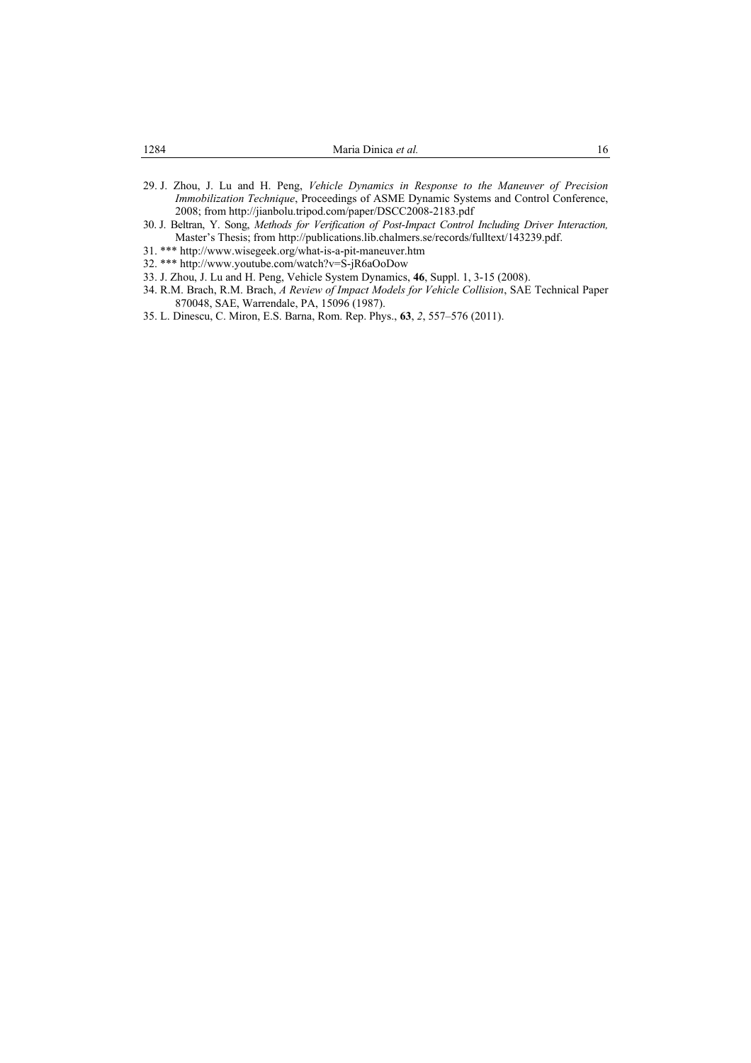29. J. Zhou, J. Lu and H. Peng, *Vehicle Dynamics in Response to the Maneuver of Precision Immobilization Technique*, Proceedings of ASME Dynamic Systems and Control Conference, 2008; from http://jianbolu.tripod.com/paper/DSCC2008-2183.pdf
30. J. Beltran, Y. Song, *Methods for Verification of Post-Impact Control Including Driver Interaction,* Master's Thesis; from http://publications.lib.chalmers.se/records/fulltext/143239.pdf.
31. *** http://www.wisegeek.org/what-is-a-pit-maneuver.htm
32. *** http://www.youtube.com/watch?v=S-jR6aOoDow
33. J. Zhou, J. Lu and H. Peng, Vehicle System Dynamics, **46**, Suppl. 1, 3-15 (2008).
34. R.M. Brach, R.M. Brach, *A Review of Impact Models for Vehicle Collision*, SAE Technical Paper 870048, SAE, Warrendale, PA, 15096 (1987).
35. L. Dinescu, C. Miron, E.S. Barna, Rom. Rep. Phys., **63**, *2*, 557–576 (2011).